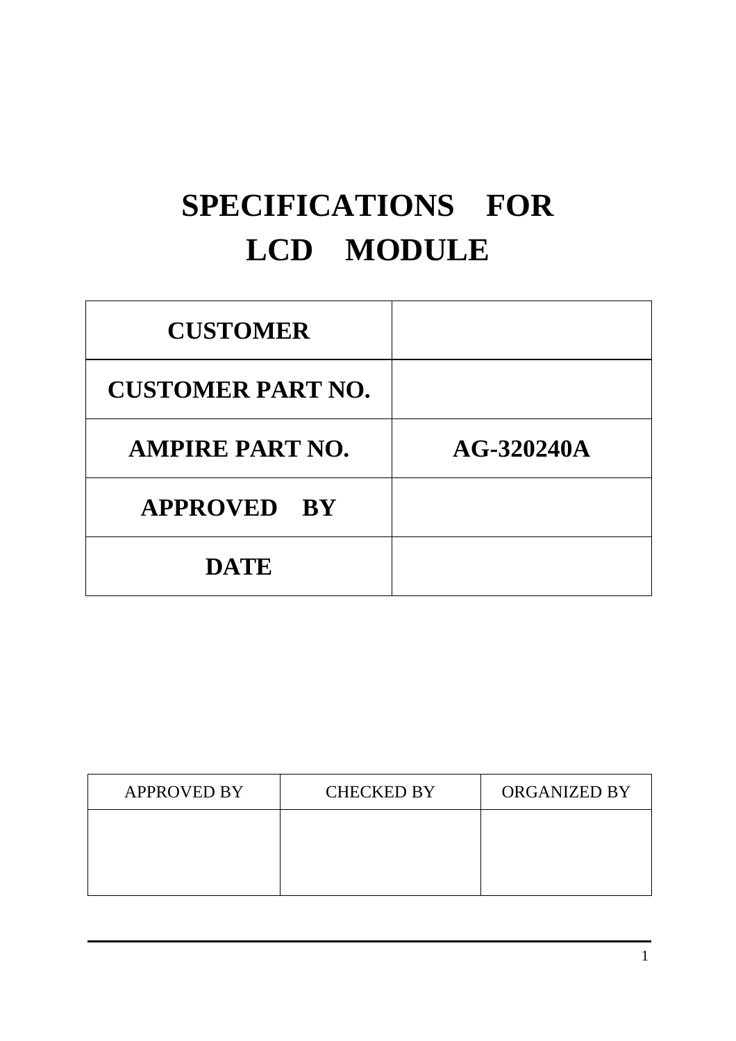# SPECIFICATIONS FOR LCD MODULE

| **CUSTOMER** | |
|---|---|
| **CUSTOMER PART NO.** | |
| **AMPIRE PART NO.** | **AG-320240A** |
| **APPROVED BY** | |
| **DATE** | |

| APPROVED BY | CHECKED BY | ORGANIZED BY |
|---|---|---|
| | | |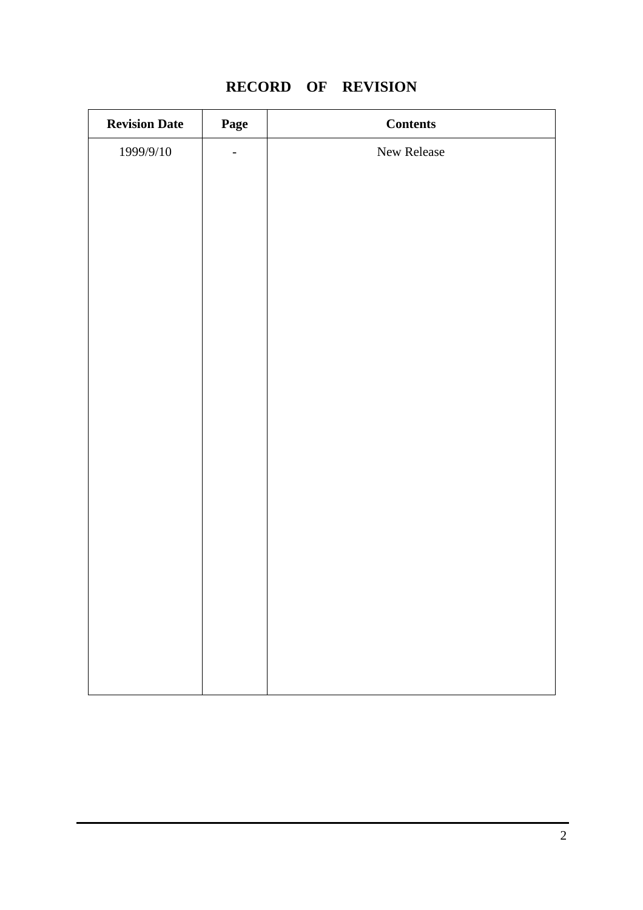# RECORD OF REVISION

| Revision Date | Page | Contents |
|---|---|---|
| 1999/9/10 | - | New Release |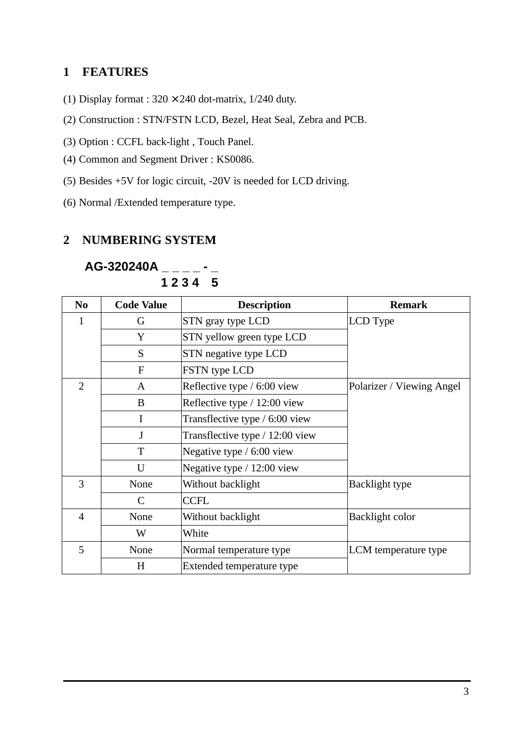## 1 FEATURES

(1) Display format : 320 × 240 dot-matrix, 1/240 duty.

(2) Construction : STN/FSTN LCD, Bezel, Heat Seal, Zebra and PCB.

(3) Option : CCFL back-light , Touch Panel.

(4) Common and Segment Driver : KS0086.

(5) Besides +5V for logic circuit, -20V is needed for LCD driving.

(6) Normal /Extended temperature type.

## 2 NUMBERING SYSTEM

```
AG-320240A _ _ _ _ - _
           1 2 3 4   5
```

| No | Code Value | Description | Remark |
|---|---|---|---|
| 1 | G | STN gray type LCD | LCD Type |
| | Y | STN yellow green type LCD | |
| | S | STN negative type LCD | |
| | F | FSTN type LCD | |
| 2 | A | Reflective type / 6:00 view | Polarizer / Viewing Angel |
| | B | Reflective type / 12:00 view | |
| | I | Transflective type / 6:00 view | |
| | J | Transflective type / 12:00 view | |
| | T | Negative type / 6:00 view | |
| | U | Negative type / 12:00 view | |
| 3 | None | Without backlight | Backlight type |
| | C | CCFL | |
| 4 | None | Without backlight | Backlight color |
| | W | White | |
| 5 | None | Normal temperature type | LCM temperature type |
| | H | Extended temperature type | |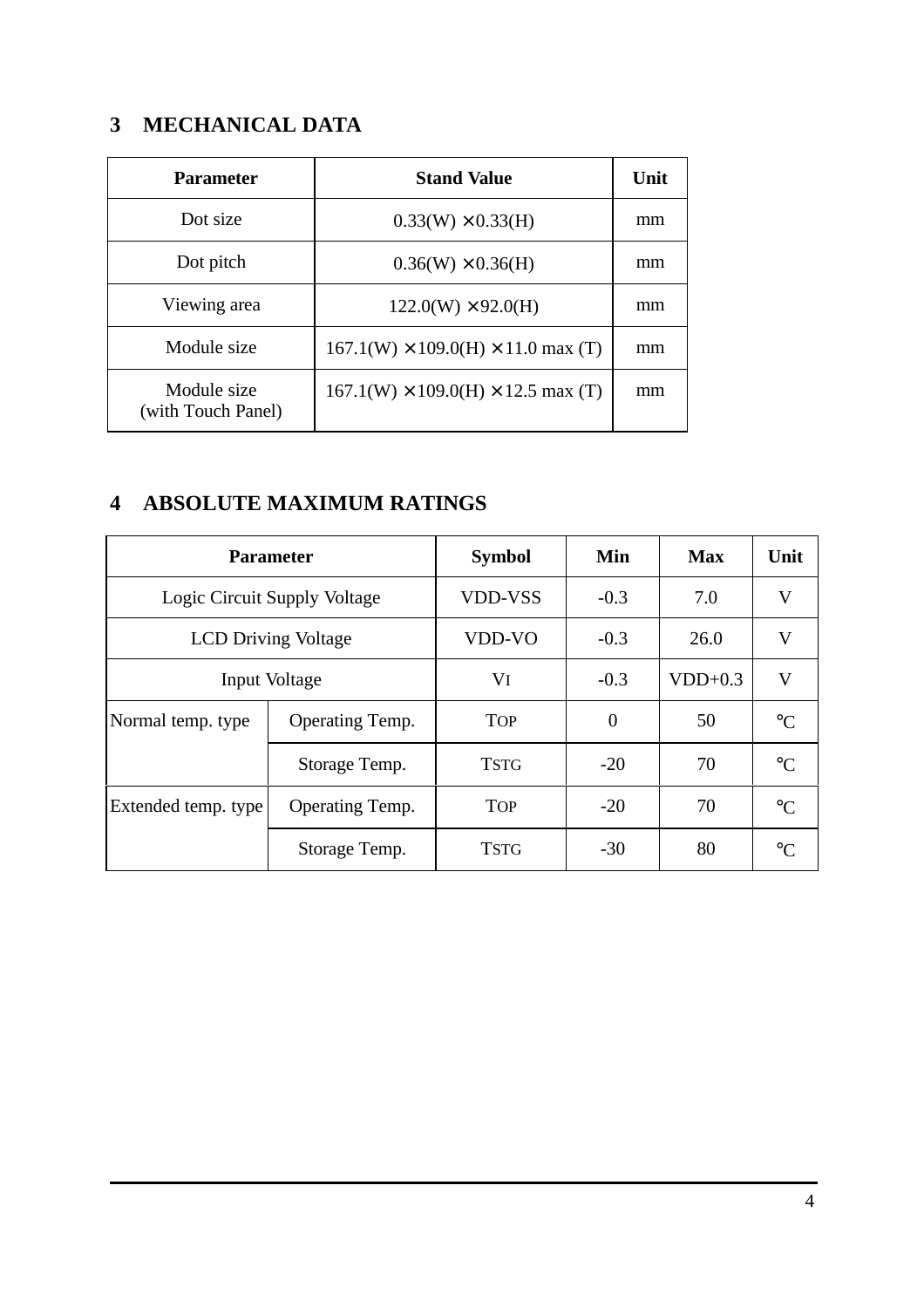## 3 MECHANICAL DATA

| Parameter | Stand Value | Unit |
|---|---|---|
| Dot size | 0.33(W) ×0.33(H) | mm |
| Dot pitch | 0.36(W) ×0.36(H) | mm |
| Viewing area | 122.0(W) ×92.0(H) | mm |
| Module size | 167.1(W) ×109.0(H) ×11.0 max (T) | mm |
| Module size (with Touch Panel) | 167.1(W) ×109.0(H) ×12.5 max (T) | mm |

## 4 ABSOLUTE MAXIMUM RATINGS

| Parameter | | Symbol | Min | Max | Unit |
|---|---|---|---|---|---|
| Logic Circuit Supply Voltage | | VDD-VSS | -0.3 | 7.0 | V |
| LCD Driving Voltage | | VDD-VO | -0.3 | 26.0 | V |
| Input Voltage | | $V_I$ | -0.3 | VDD+0.3 | V |
| Normal temp. type | Operating Temp. | $T_{OP}$ | 0 | 50 | ℃ |
| | Storage Temp. | $T_{STG}$ | -20 | 70 | ℃ |
| Extended temp. type | Operating Temp. | $T_{OP}$ | -20 | 70 | ℃ |
| | Storage Temp. | $T_{STG}$ | -30 | 80 | ℃ |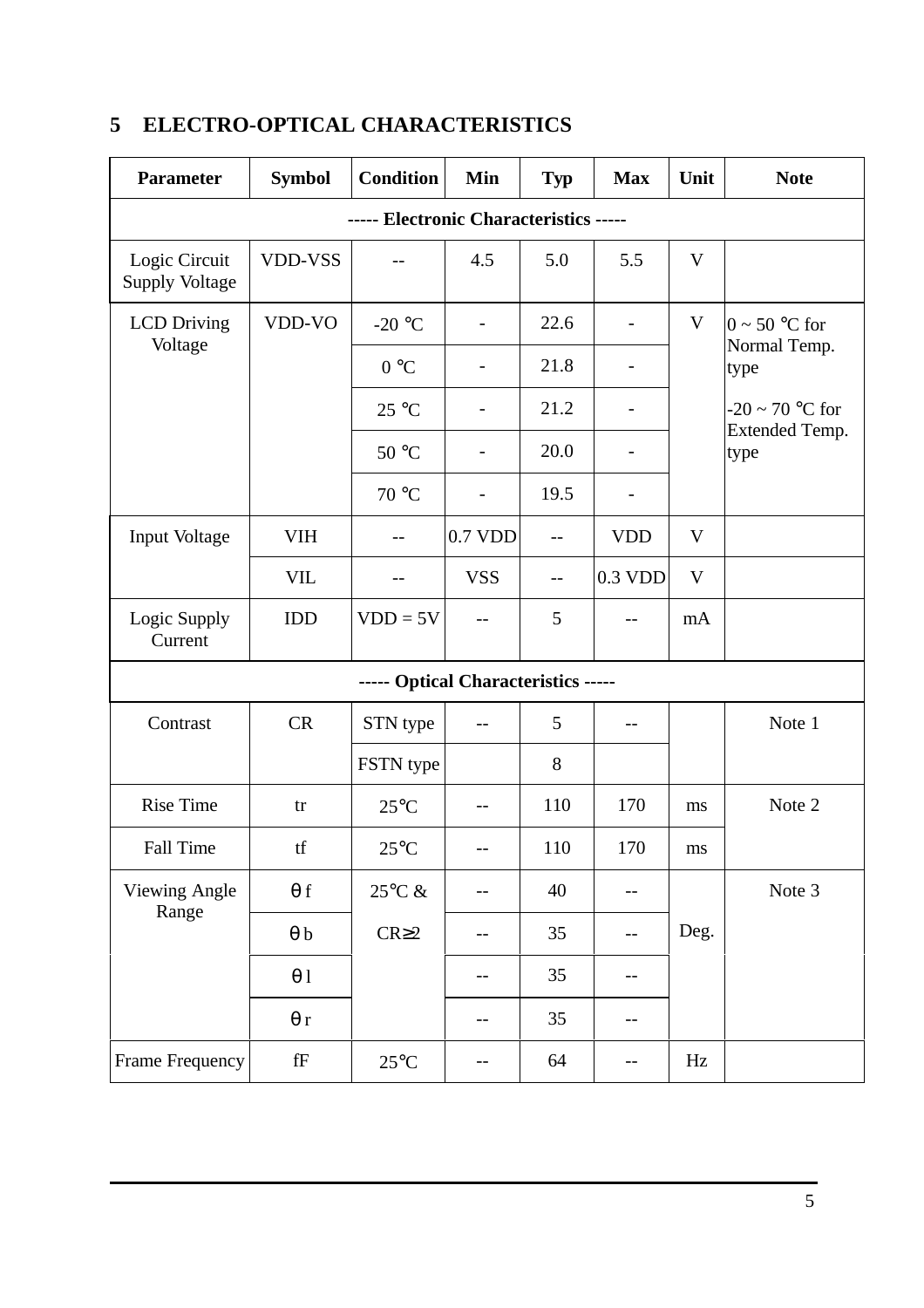# 5 ELECTRO-OPTICAL CHARACTERISTICS

| Parameter | Symbol | Condition | Min | Typ | Max | Unit | Note |
|---|---|---|---|---|---|---|---|
| ----- **Electronic Characteristics** ----- | | | | | | | |
| Logic Circuit Supply Voltage | VDD-VSS | -- | 4.5 | 5.0 | 5.5 | V | |
| LCD Driving Voltage | VDD-VO | -20 ℃ | - | 22.6 | - | V | 0 ~ 50 ℃ for Normal Temp. type<br>-20 ~ 70 ℃ for Extended Temp. type |
| | | 0 ℃ | - | 21.8 | - | | |
| | | 25 ℃ | - | 21.2 | - | | |
| | | 50 ℃ | - | 20.0 | - | | |
| | | 70 ℃ | - | 19.5 | - | | |
| Input Voltage | VIH | -- | 0.7 VDD | -- | VDD | V | |
| | VIL | -- | VSS | -- | 0.3 VDD | V | |
| Logic Supply Current | IDD | VDD = 5V | -- | 5 | -- | mA | |
| ----- **Optical Characteristics** ----- | | | | | | | |
| Contrast | CR | STN type | -- | 5 | -- | | Note 1 |
| | | FSTN type | | 8 | | | |
| Rise Time | tr | 25℃ | -- | 110 | 170 | ms | Note 2 |
| Fall Time | tf | 25℃ | -- | 110 | 170 | ms | |
| Viewing Angle Range | θf | 25℃ & CR≥2 | -- | 40 | -- | Deg. | Note 3 |
| | θb | | -- | 35 | -- | | |
| | θl | | -- | 35 | -- | | |
| | θr | | -- | 35 | -- | | |
| Frame Frequency | fF | 25℃ | -- | 64 | -- | Hz | |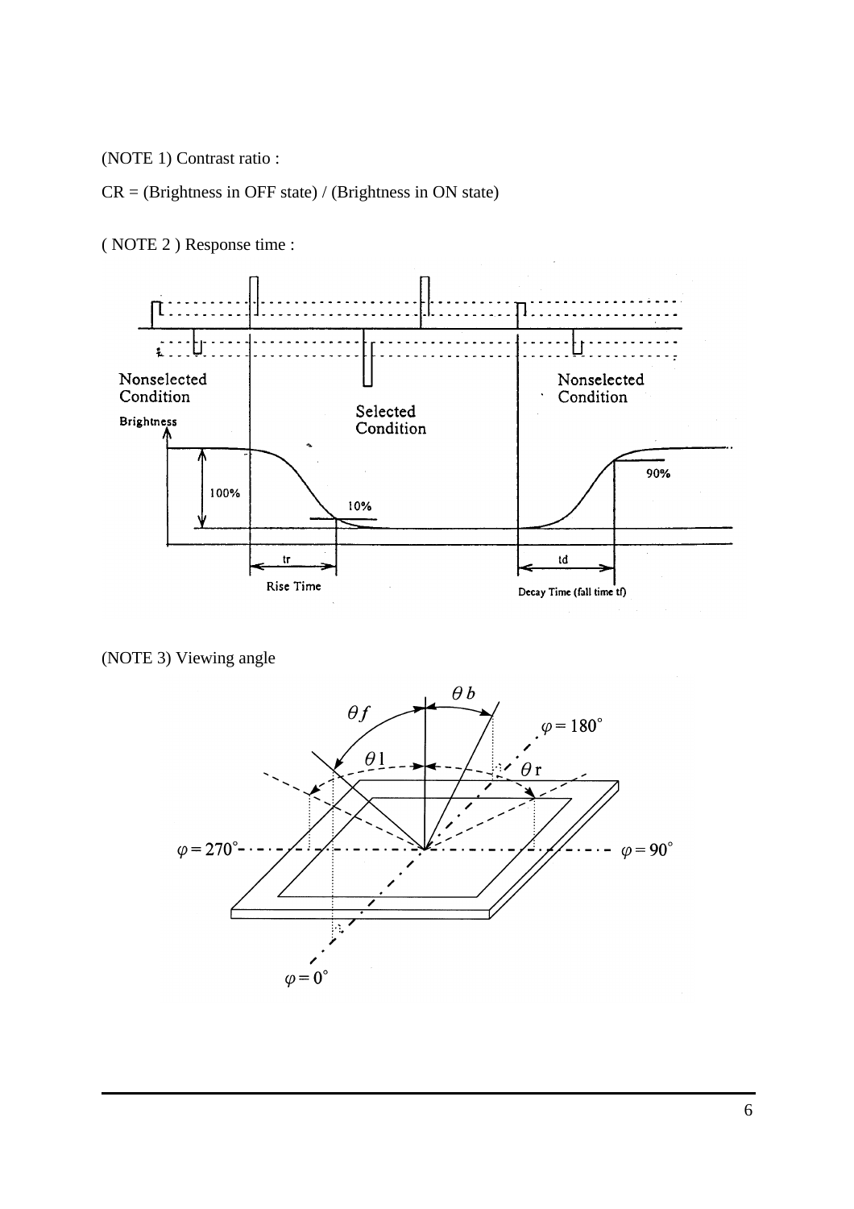(NOTE 1) Contrast ratio :

CR = (Brightness in OFF state) / (Brightness in ON state)

( NOTE 2 ) Response time :

Nonselected Condition

Selected Condition

Nonselected Condition

Brightness

100%

10%

90%

tr

Rise Time

td

Decay Time (fall time tf)

(NOTE 3) Viewing angle

$\theta f$

$\theta b$

$\theta 1$

$\theta r$

$\varphi = 180^\circ$

$\varphi = 270^\circ$

$\varphi = 90^\circ$

$\varphi = 0^\circ$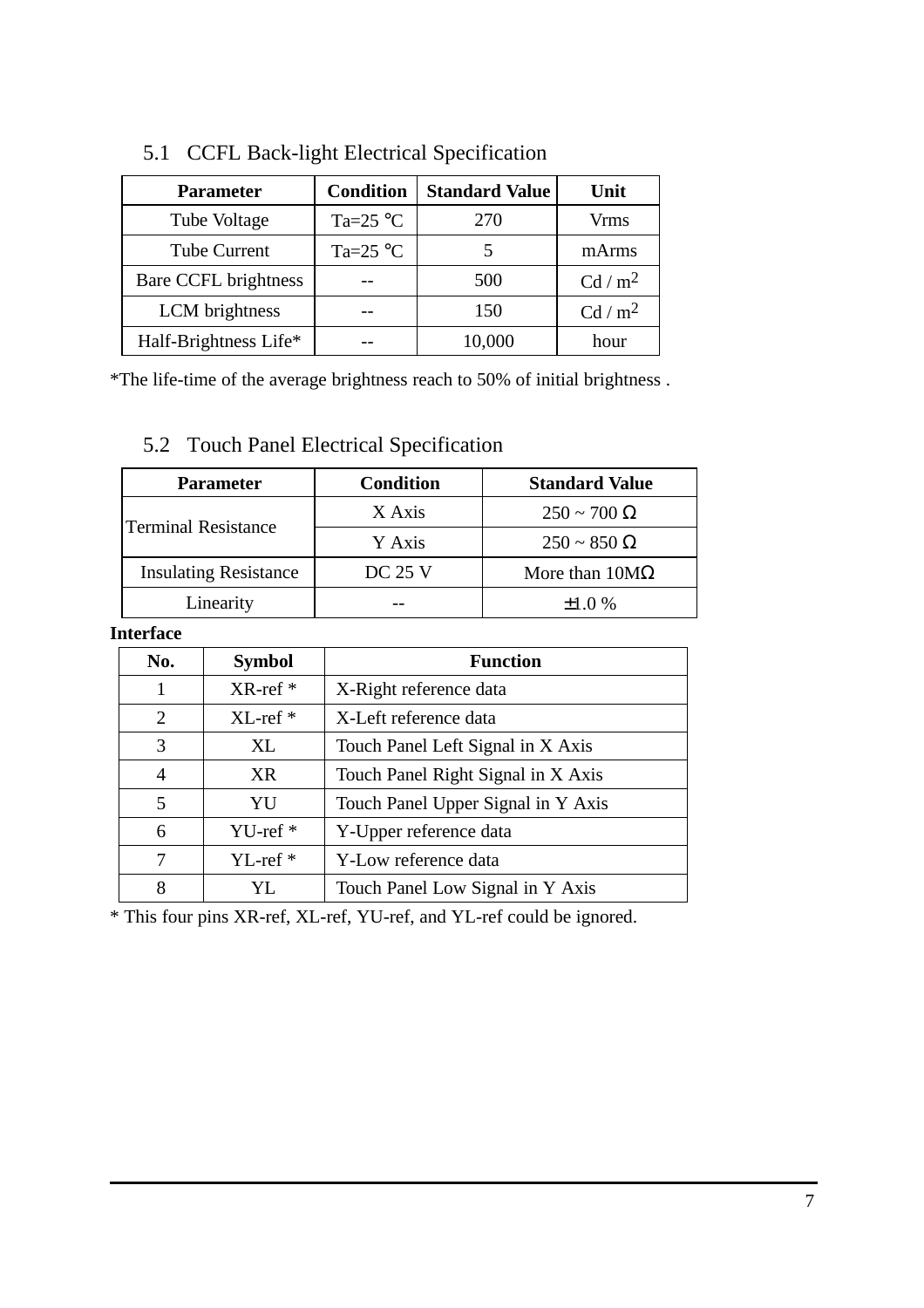## 5.1 CCFL Back-light Electrical Specification

| Parameter | Condition | Standard Value | Unit |
|---|---|---|---|
| Tube Voltage | Ta=25 °C | 270 | Vrms |
| Tube Current | Ta=25 °C | 5 | mArms |
| Bare CCFL brightness | -- | 500 | Cd / $m^2$ |
| LCM brightness | -- | 150 | Cd / $m^2$ |
| Half-Brightness Life* | -- | 10,000 | hour |

*The life-time of the average brightness reach to 50% of initial brightness .

## 5.2 Touch Panel Electrical Specification

| Parameter | Condition | Standard Value |
|---|---|---|
| Terminal Resistance | X Axis | 250 ~ 700 Ω |
| | Y Axis | 250 ~ 850 Ω |
| Insulating Resistance | DC 25 V | More than 10MΩ |
| Linearity | -- | ±1.0 % |

**Interface**

| No. | Symbol | Function |
|---|---|---|
| 1 | XR-ref * | X-Right reference data |
| 2 | XL-ref * | X-Left reference data |
| 3 | XL | Touch Panel Left Signal in X Axis |
| 4 | XR | Touch Panel Right Signal in X Axis |
| 5 | YU | Touch Panel Upper Signal in Y Axis |
| 6 | YU-ref * | Y-Upper reference data |
| 7 | YL-ref * | Y-Low reference data |
| 8 | YL | Touch Panel Low Signal in Y Axis |

* This four pins XR-ref, XL-ref, YU-ref, and YL-ref could be ignored.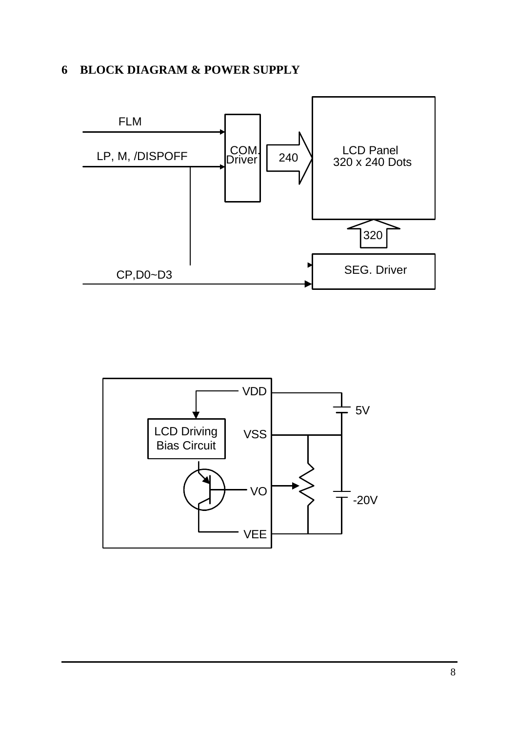## 6 BLOCK DIAGRAM & POWER SUPPLY

FLM

LP, M, /DISPOFF

COM. Driver

240

LCD Panel
320 x 240 Dots

320

SEG. Driver

CP,D0~D3

VDD

5V

LCD Driving Bias Circuit

VSS

VO

-20V

VEE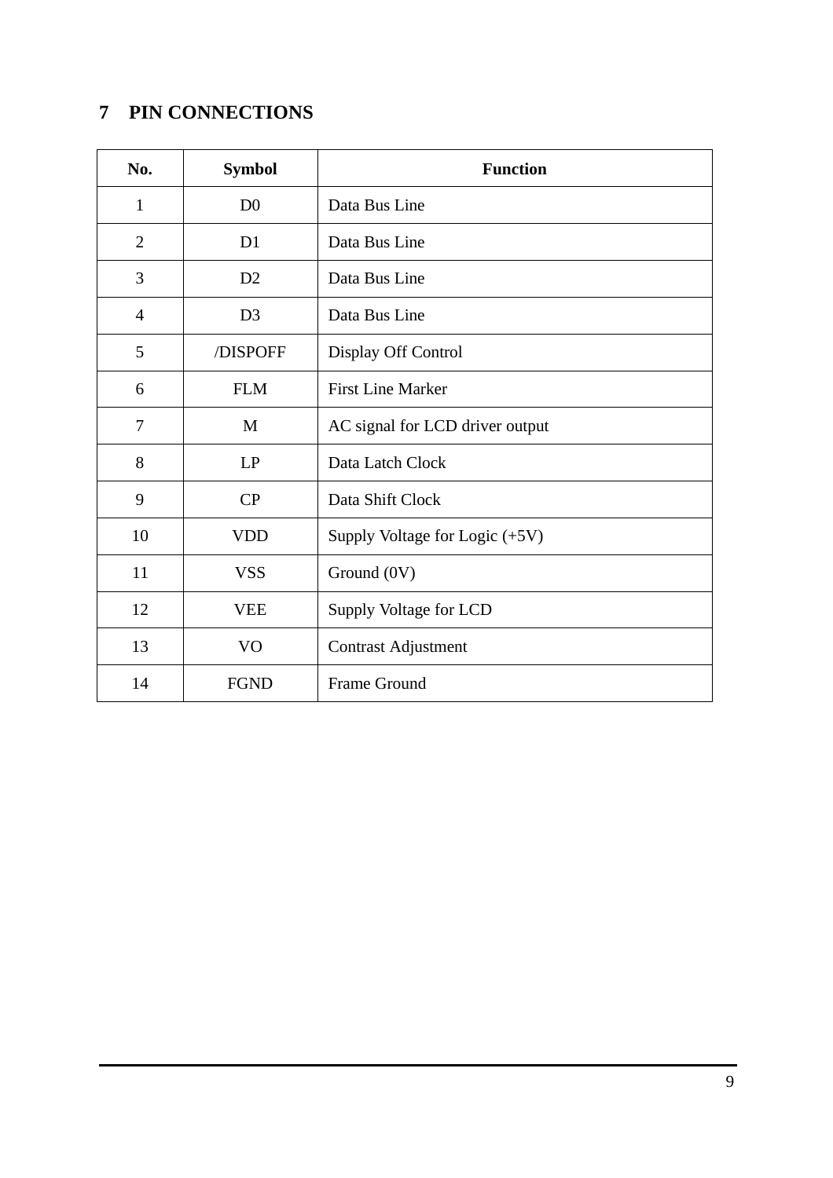## 7 PIN CONNECTIONS

| No. | Symbol | Function |
|---|---|---|
| 1 | D0 | Data Bus Line |
| 2 | D1 | Data Bus Line |
| 3 | D2 | Data Bus Line |
| 4 | D3 | Data Bus Line |
| 5 | /DISPOFF | Display Off Control |
| 6 | FLM | First Line Marker |
| 7 | M | AC signal for LCD driver output |
| 8 | LP | Data Latch Clock |
| 9 | CP | Data Shift Clock |
| 10 | VDD | Supply Voltage for Logic (+5V) |
| 11 | VSS | Ground (0V) |
| 12 | VEE | Supply Voltage for LCD |
| 13 | VO | Contrast Adjustment |
| 14 | FGND | Frame Ground |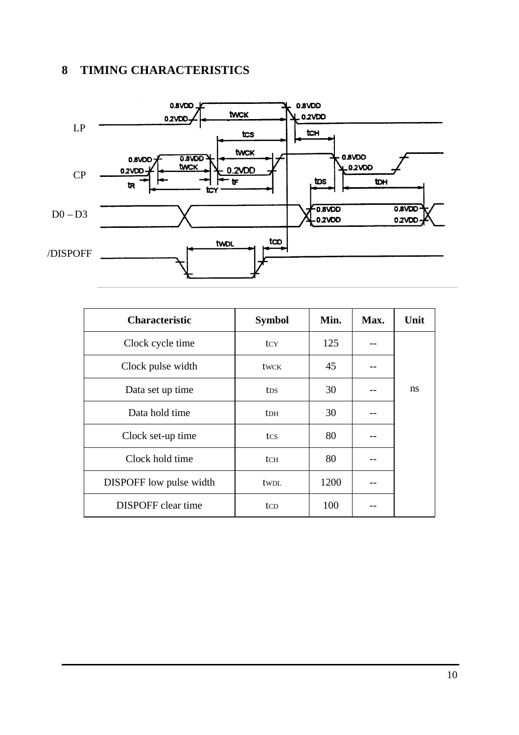## 8 TIMING CHARACTERISTICS

| Characteristic | Symbol | Min. | Max. | Unit |
|---|---|---|---|---|
| Clock cycle time | $t_{CY}$ | 125 | -- | ns |
| Clock pulse width | $t_{WCK}$ | 45 | -- | |
| Data set up time | $t_{DS}$ | 30 | -- | |
| Data hold time | $t_{DH}$ | 30 | -- | |
| Clock set-up time | $t_{CS}$ | 80 | -- | |
| Clock hold time | $t_{CH}$ | 80 | -- | |
| DISPOFF low pulse width | $t_{WDL}$ | 1200 | -- | |
| DISPOFF clear time | $t_{CD}$ | 100 | -- | |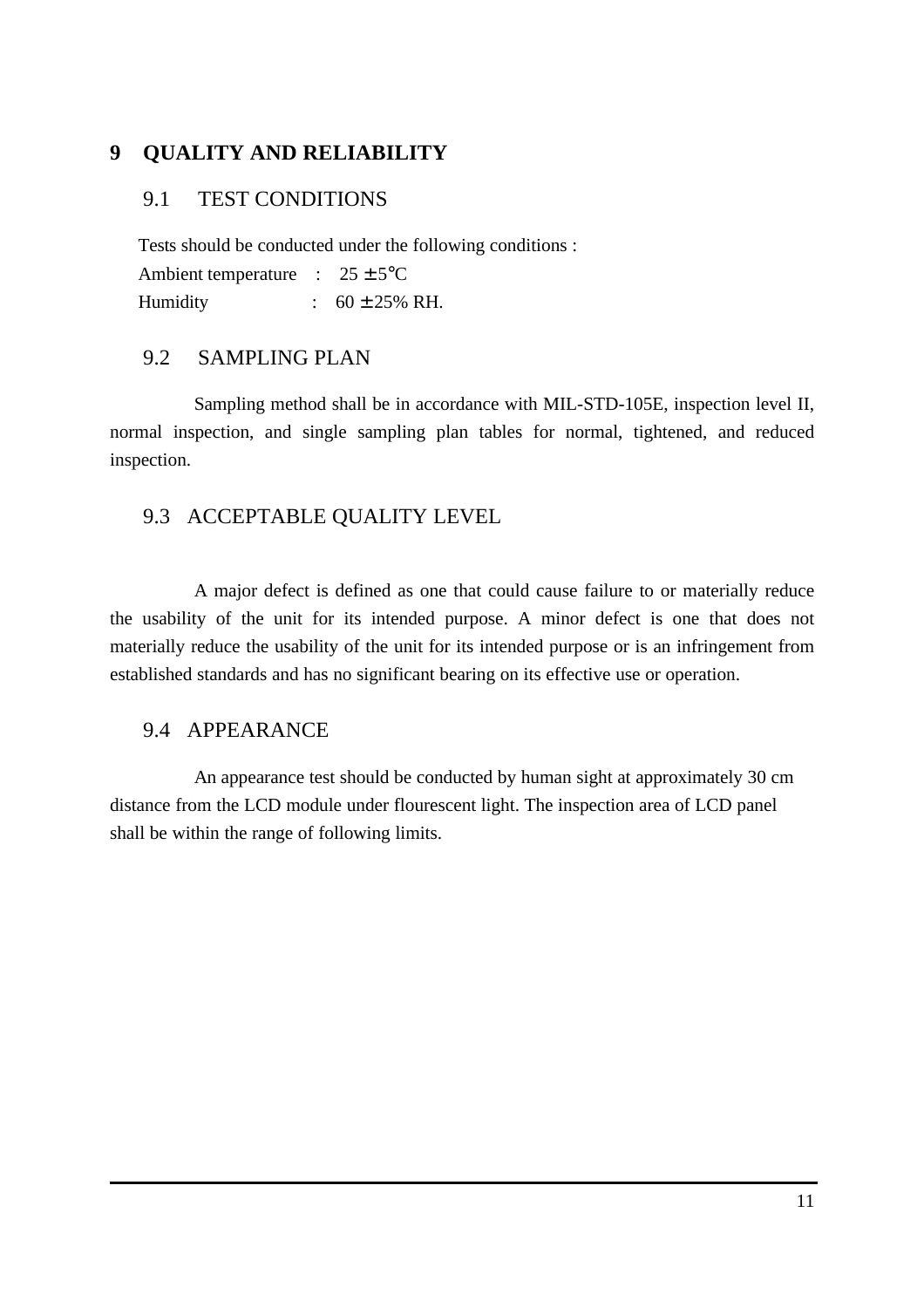# 9 QUALITY AND RELIABILITY

## 9.1 TEST CONDITIONS

Tests should be conducted under the following conditions :

Ambient temperature : 25 ± 5°C

Humidity : 60 ± 25% RH.

## 9.2 SAMPLING PLAN

Sampling method shall be in accordance with MIL-STD-105E, inspection level II, normal inspection, and single sampling plan tables for normal, tightened, and reduced inspection.

## 9.3 ACCEPTABLE QUALITY LEVEL

A major defect is defined as one that could cause failure to or materially reduce the usability of the unit for its intended purpose. A minor defect is one that does not materially reduce the usability of the unit for its intended purpose or is an infringement from established standards and has no significant bearing on its effective use or operation.

## 9.4 APPEARANCE

An appearance test should be conducted by human sight at approximately 30 cm distance from the LCD module under flourescent light. The inspection area of LCD panel shall be within the range of following limits.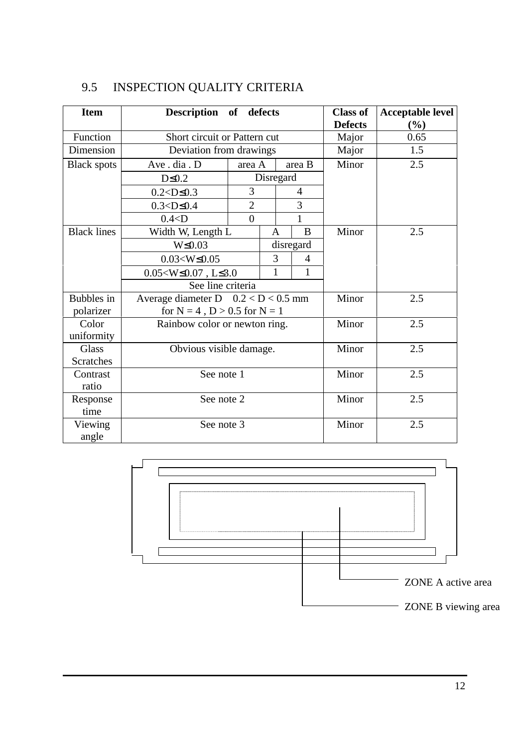## 9.5 INSPECTION QUALITY CRITERIA

| Item | Description of defects | | | Class of Defects | Acceptable level (%) |
|---|---|---|---|---|---|
| Function | Short circuit or Pattern cut | | | Major | 0.65 |
| Dimension | Deviation from drawings | | | Major | 1.5 |
| Black spots | Ave . dia . D | area A | area B | Minor | 2.5 |
| | D≤0.2 | Disregard | | | |
| | 0.2<D≤0.3 | 3 | 4 | | |
| | 0.3<D≤0.4 | 2 | 3 | | |
| | 0.4<D | 0 | 1 | | |
| Black lines | Width W, Length L | A | B | Minor | 2.5 |
| | W≤0.03 | disregard | | | |
| | 0.03<W≤0.05 | 3 | 4 | | |
| | 0.05<W≤0.07 , L≤3.0 | 1 | 1 | | |
| | See line criteria | | | | |
| Bubbles in polarizer | Average diameter D 0.2 < D < 0.5 mm for N = 4 , D > 0.5 for N = 1 | | | Minor | 2.5 |
| Color uniformity | Rainbow color or newton ring. | | | Minor | 2.5 |
| Glass Scratches | Obvious visible damage. | | | Minor | 2.5 |
| Contrast ratio | See note 1 | | | Minor | 2.5 |
| Response time | See note 2 | | | Minor | 2.5 |
| Viewing angle | See note 3 | | | Minor | 2.5 |

ZONE A active area

ZONE B viewing area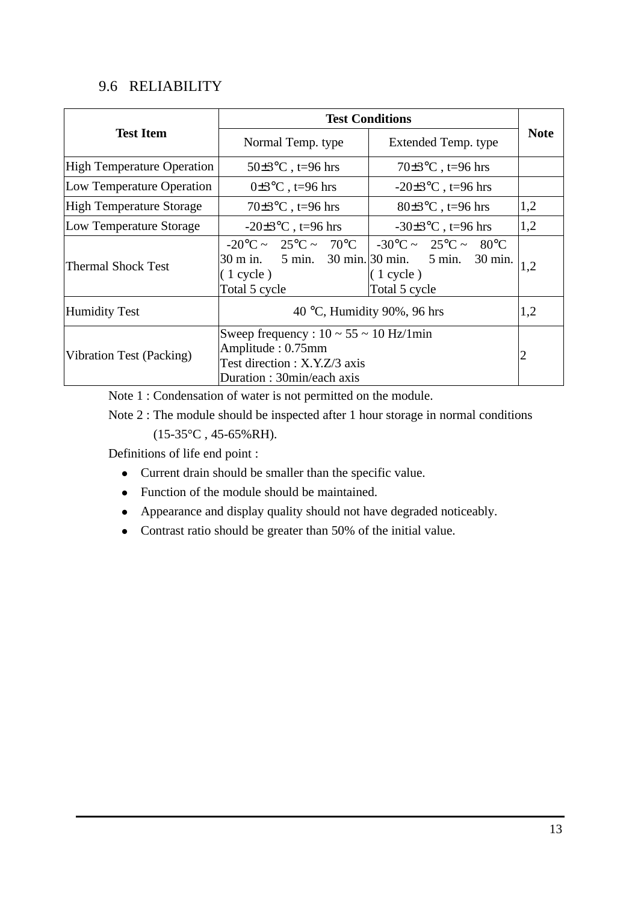## 9.6 RELIABILITY

| Test Item | Test Conditions | | Note |
|---|---|---|---|
| | Normal Temp. type | Extended Temp. type | |
| High Temperature Operation | 50±3°C , t=96 hrs | 70±3°C , t=96 hrs | |
| Low Temperature Operation | 0±3°C , t=96 hrs | -20±3°C , t=96 hrs | |
| High Temperature Storage | 70±3°C , t=96 hrs | 80±3°C , t=96 hrs | 1,2 |
| Low Temperature Storage | -20±3°C , t=96 hrs | -30±3°C , t=96 hrs | 1,2 |
| Thermal Shock Test | -20°C ~ 25°C ~ 70°C<br>30 m in. 5 min. 30 min.<br>( 1 cycle )<br>Total 5 cycle | -30°C ~ 25°C ~ 80°C<br>30 min. 5 min. 30 min.<br>( 1 cycle )<br>Total 5 cycle | 1,2 |
| Humidity Test | 40 °C, Humidity 90%, 96 hrs | | 1,2 |
| Vibration Test (Packing) | Sweep frequency : 10 ~ 55 ~ 10 Hz/1min<br>Amplitude : 0.75mm<br>Test direction : X.Y.Z/3 axis<br>Duration : 30min/each axis | | 2 |

Note 1 : Condensation of water is not permitted on the module.

Note 2 : The module should be inspected after 1 hour storage in normal conditions (15-35°C , 45-65%RH).

Definitions of life end point :

- Current drain should be smaller than the specific value.
- Function of the module should be maintained.
- Appearance and display quality should not have degraded noticeably.
- Contrast ratio should be greater than 50% of the initial value.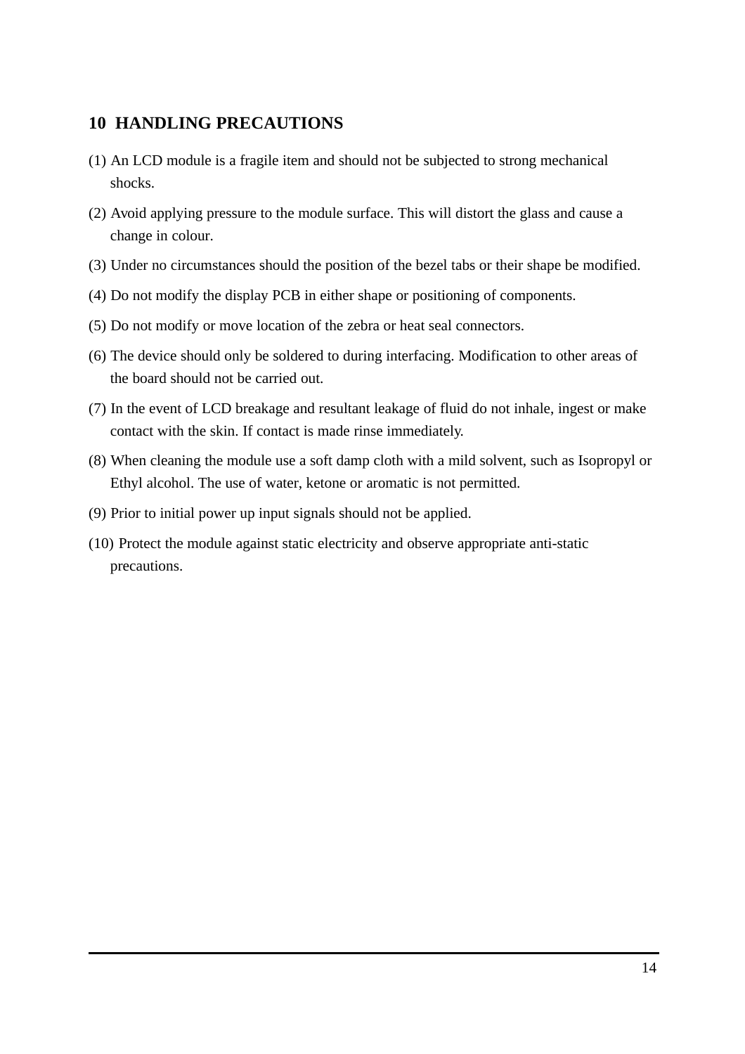## 10 HANDLING PRECAUTIONS

(1) An LCD module is a fragile item and should not be subjected to strong mechanical shocks.

(2) Avoid applying pressure to the module surface. This will distort the glass and cause a change in colour.

(3) Under no circumstances should the position of the bezel tabs or their shape be modified.

(4) Do not modify the display PCB in either shape or positioning of components.

(5) Do not modify or move location of the zebra or heat seal connectors.

(6) The device should only be soldered to during interfacing. Modification to other areas of the board should not be carried out.

(7) In the event of LCD breakage and resultant leakage of fluid do not inhale, ingest or make contact with the skin. If contact is made rinse immediately.

(8) When cleaning the module use a soft damp cloth with a mild solvent, such as Isopropyl or Ethyl alcohol. The use of water, ketone or aromatic is not permitted.

(9) Prior to initial power up input signals should not be applied.

(10) Protect the module against static electricity and observe appropriate anti-static precautions.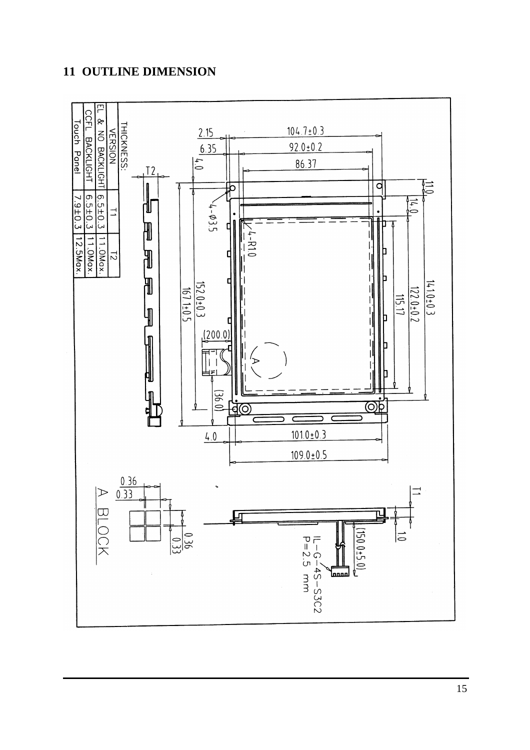## 11 OUTLINE DIMENSION

THICKNESS:

| VERSION | T1 | T2 |
|---|---|---|
| EL & NO BACKLIGHT | 6.5±0.3 | 11.0Max. |
| CCFL BACKLIGHT | 6.5±0.3 | 11.0Max. |
| Touch Panel | 7.9±0.3 | 12.5Max. |

2.15
104.7±0.3
6.35
92.0±0.2
4.0
86.37
T2
11.0
14.0
4-Φ3.5
4-R1.0
141.0±0.3
122.0±0.2
115.17
152.0±0.3
167.1±0.5
(200.0)
A
(36.0)
4.0
101.0±0.3
109.0±0.5

0.36
0.33
A BLOCK
0.36
0.33

T1
1.0
(150.0±5.0)
IL-G-4S-S3C2
P=2.5 mm